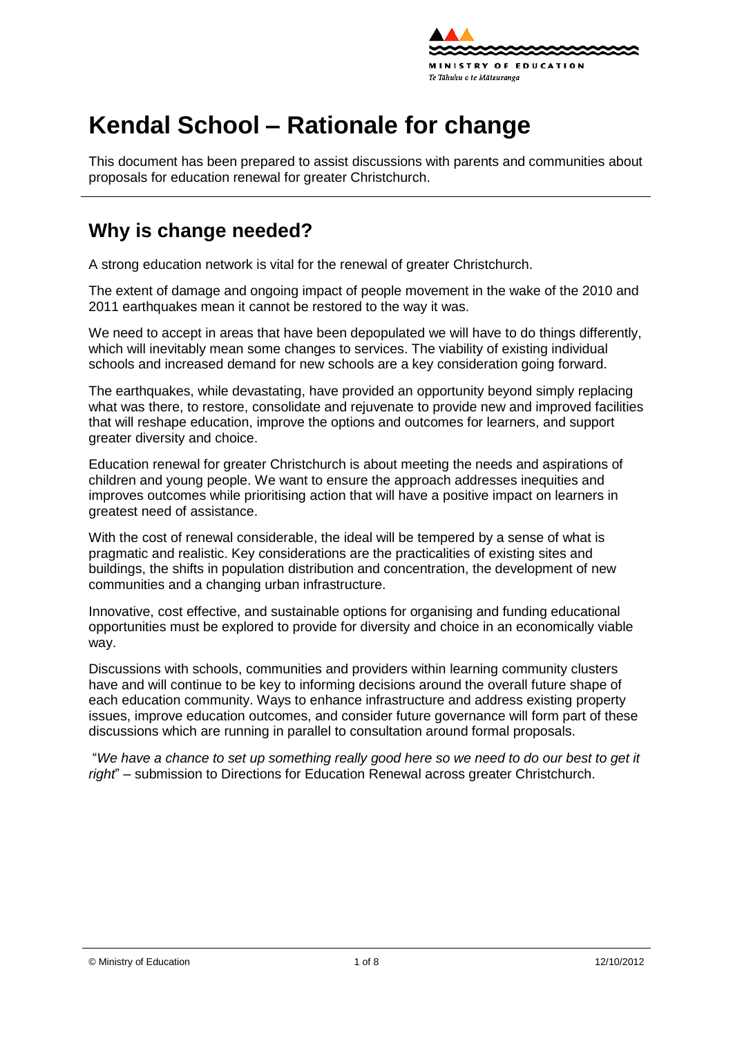# Kendal School – Rationale for change

This document has been prepared to assist discussions with parents and communities about proposals for education renewal for greater Christchurch.

## Why is change needed?

A strong education network is vital for the renewal of greater Christchurch.

The extent of damage and ongoing impact of people movement in the wake of the 2010 and 2011 earthquakes mean it cannot be restored to the way it was.

We need to accept in areas that have been depopulated we will have to do things differently, which will inevitably mean some changes to services. The viability of existing individual schools and increased demand for new schools are a key consideration going forward.

The earthquakes, while devastating, have provided an opportunity beyond simply replacing what was there, to restore, consolidate and rejuvenate to provide new and improved facilities that will reshape education, improve the options and outcomes for learners, and support greater diversity and choice.

Education renewal for greater Christchurch is about meeting the needs and aspirations of children and young people. We want to ensure the approach addresses inequities and improves outcomes while prioritising action that will have a positive impact on learners in greatest need of assistance.

With the cost of renewal considerable, the ideal will be tempered by a sense of what is pragmatic and realistic. Key considerations are the practicalities of existing sites and buildings, the shifts in population distribution and concentration, the development of new communities and a changing urban infrastructure.

Innovative, cost effective, and sustainable options for organising and funding educational opportunities must be explored to provide for diversity and choice in an economically viable way.

Discussions with schools, communities and providers within learning community clusters have and will continue to be key to informing decisions around the overall future shape of each education community. Ways to enhance infrastructure and address existing property issues, improve education outcomes, and consider future governance will form part of these discussions which are running in parallel to consultation around formal proposals.

"*We have a chance to set up something really good here so we need to do our best to get it right*" – submission to Directions for Education Renewal across greater Christchurch.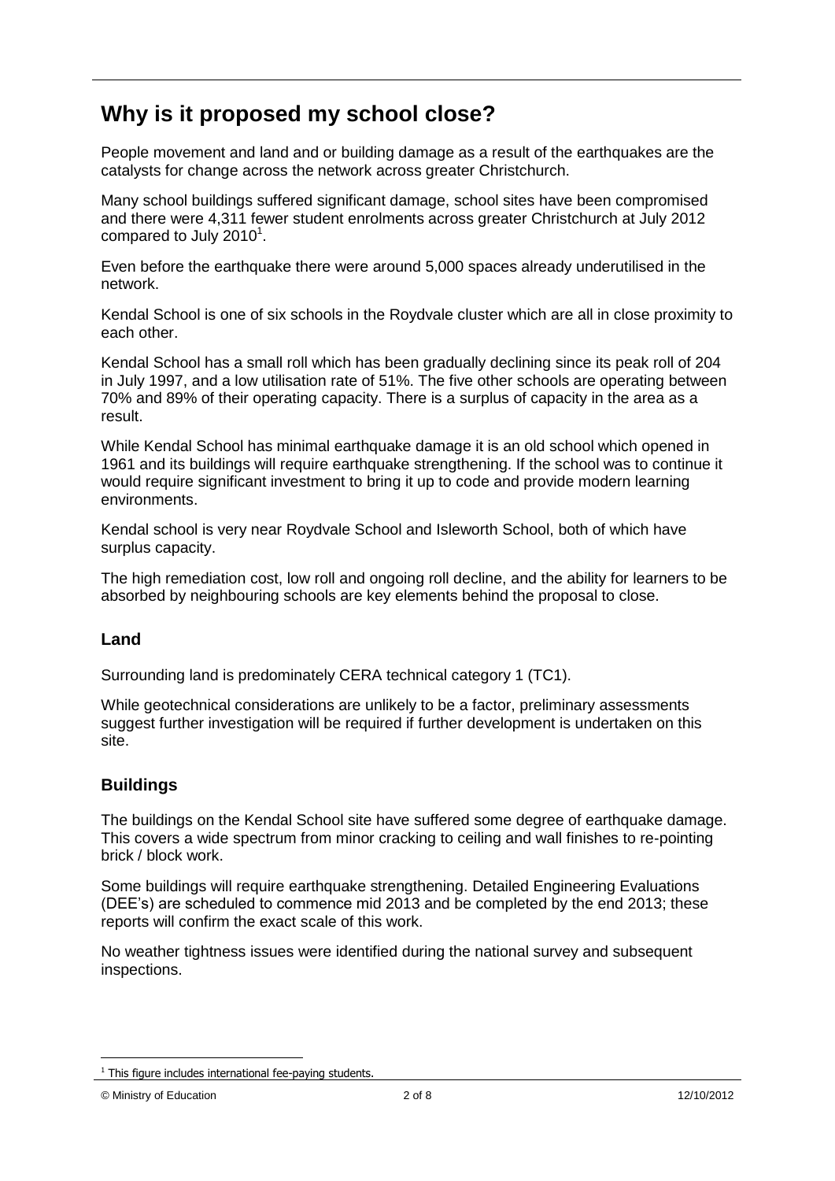# Why is it proposed my school close?

People movement and land and or building damage as a result of the earthquakes are the catalysts for change across the network across greater Christchurch.

Many school buildings suffered significant damage, school sites have been compromised and there were 4,311 fewer student enrolments across greater Christchurch at July 2012 compared to July 2010[1].

Even before the earthquake there were around 5,000 spaces already underutilised in the network.

Kendal School is one of six schools in the Roydvale cluster which are all in close proximity to each other.

Kendal School has a small roll which has been gradually declining since its peak roll of 204 in July 1997, and a low utilisation rate of 51%. The five other schools are operating between 70% and 89% of their operating capacity. There is a surplus of capacity in the area as a result.

While Kendal School has minimal earthquake damage it is an old school which opened in 1961 and its buildings will require earthquake strengthening. If the school was to continue it would require significant investment to bring it up to code and provide modern learning environments.

Kendal school is very near Roydvale School and Isleworth School, both of which have surplus capacity.

The high remediation cost, low roll and ongoing roll decline, and the ability for learners to be absorbed by neighbouring schools are key elements behind the proposal to close.

## Land

Surrounding land is predominately CERA technical category 1 (TC1).

While geotechnical considerations are unlikely to be a factor, preliminary assessments suggest further investigation will be required if further development is undertaken on this site.

## Buildings

The buildings on the Kendal School site have suffered some degree of earthquake damage. This covers a wide spectrum from minor cracking to ceiling and wall finishes to re-pointing brick / block work.

Some buildings will require earthquake strengthening. Detailed Engineering Evaluations (DEE's) are scheduled to commence mid 2013 and be completed by the end 2013; these reports will confirm the exact scale of this work.

No weather tightness issues were identified during the national survey and subsequent inspections.

[1] This figure includes international fee-paying students.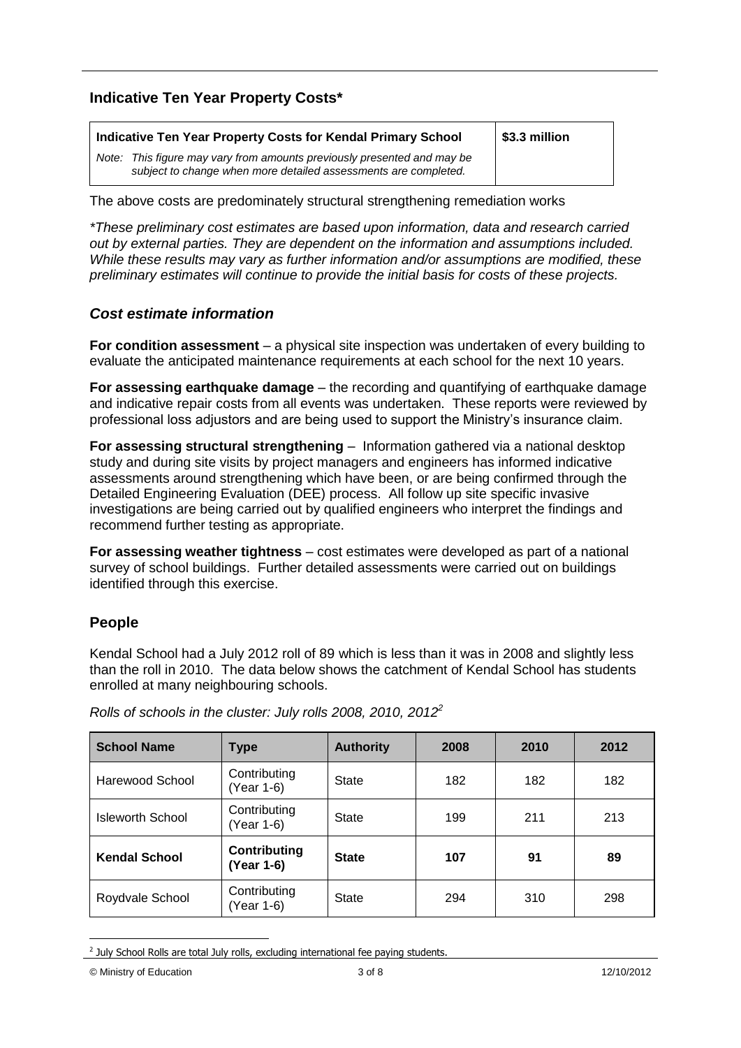## Indicative Ten Year Property Costs*

| Indicative Ten Year Property Costs for Kendal Primary School | $3.3 million |
|---|---|
| *Note: This figure may vary from amounts previously presented and may be subject to change when more detailed assessments are completed.* | |

The above costs are predominately structural strengthening remediation works

*\*These preliminary cost estimates are based upon information, data and research carried out by external parties. They are dependent on the information and assumptions included. While these results may vary as further information and/or assumptions are modified, these preliminary estimates will continue to provide the initial basis for costs of these projects.*

### *Cost estimate information*

**For condition assessment** – a physical site inspection was undertaken of every building to evaluate the anticipated maintenance requirements at each school for the next 10 years.

**For assessing earthquake damage** – the recording and quantifying of earthquake damage and indicative repair costs from all events was undertaken. These reports were reviewed by professional loss adjustors and are being used to support the Ministry's insurance claim.

**For assessing structural strengthening** – Information gathered via a national desktop study and during site visits by project managers and engineers has informed indicative assessments around strengthening which have been, or are being confirmed through the Detailed Engineering Evaluation (DEE) process. All follow up site specific invasive investigations are being carried out by qualified engineers who interpret the findings and recommend further testing as appropriate.

**For assessing weather tightness** – cost estimates were developed as part of a national survey of school buildings. Further detailed assessments were carried out on buildings identified through this exercise.

## People

Kendal School had a July 2012 roll of 89 which is less than it was in 2008 and slightly less than the roll in 2010. The data below shows the catchment of Kendal School has students enrolled at many neighbouring schools.

*Rolls of schools in the cluster: July rolls 2008, 2010, 2012*[2]

| School Name | Type | Authority | 2008 | 2010 | 2012 |
|---|---|---|---|---|---|
| Harewood School | Contributing (Year 1-6) | State | 182 | 182 | 182 |
| Isleworth School | Contributing (Year 1-6) | State | 199 | 211 | 213 |
| **Kendal School** | **Contributing (Year 1-6)** | **State** | **107** | **91** | **89** |
| Roydvale School | Contributing (Year 1-6) | State | 294 | 310 | 298 |

[2] July School Rolls are total July rolls, excluding international fee paying students.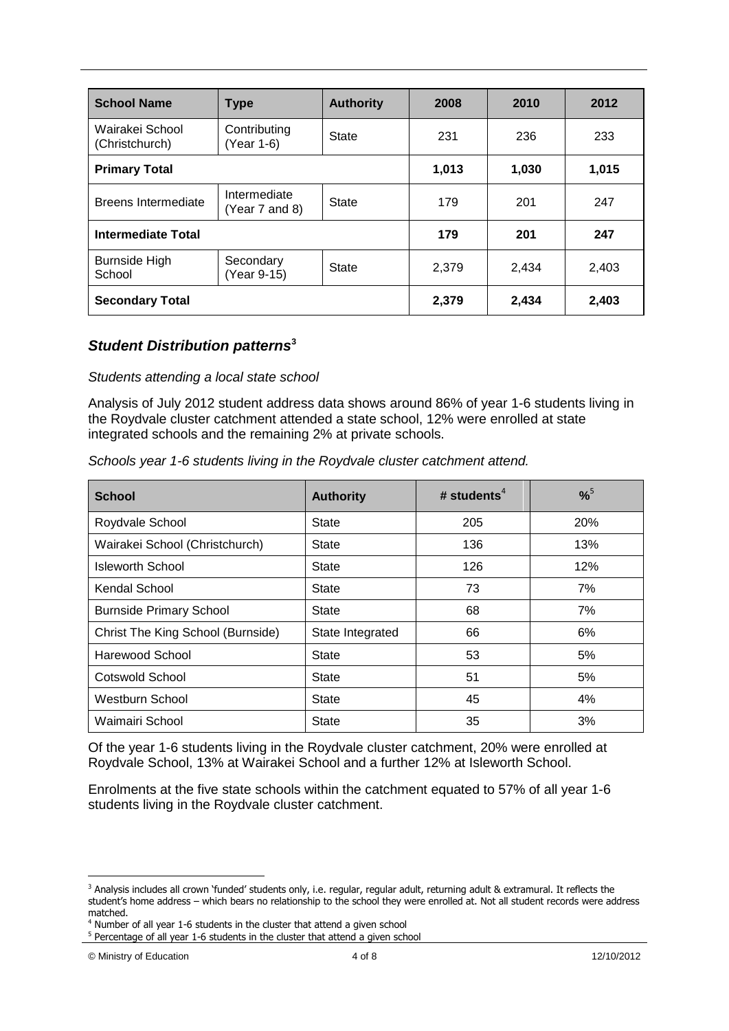| School Name | Type | Authority | 2008 | 2010 | 2012 |
|---|---|---|---|---|---|
| Wairakei School (Christchurch) | Contributing (Year 1-6) | State | 231 | 236 | 233 |
| **Primary Total** | | | **1,013** | **1,030** | **1,015** |
| Breens Intermediate | Intermediate (Year 7 and 8) | State | 179 | 201 | 247 |
| **Intermediate Total** | | | **179** | **201** | **247** |
| Burnside High School | Secondary (Year 9-15) | State | 2,379 | 2,434 | 2,403 |
| **Secondary Total** | | | **2,379** | **2,434** | **2,403** |

### *Student Distribution patterns*[3]

*Students attending a local state school*

Analysis of July 2012 student address data shows around 86% of year 1-6 students living in the Roydvale cluster catchment attended a state school, 12% were enrolled at state integrated schools and the remaining 2% at private schools.

*Schools year 1-6 students living in the Roydvale cluster catchment attend.*

| School | Authority | # students[4] | %[5] |
|---|---|---|---|
| Roydvale School | State | 205 | 20% |
| Wairakei School (Christchurch) | State | 136 | 13% |
| Isleworth School | State | 126 | 12% |
| Kendal School | State | 73 | 7% |
| Burnside Primary School | State | 68 | 7% |
| Christ The King School (Burnside) | State Integrated | 66 | 6% |
| Harewood School | State | 53 | 5% |
| Cotswold School | State | 51 | 5% |
| Westburn School | State | 45 | 4% |
| Waimairi School | State | 35 | 3% |

Of the year 1-6 students living in the Roydvale cluster catchment, 20% were enrolled at Roydvale School, 13% at Wairakei School and a further 12% at Isleworth School.

Enrolments at the five state schools within the catchment equated to 57% of all year 1-6 students living in the Roydvale cluster catchment.

[3] Analysis includes all crown 'funded' students only, i.e. regular, regular adult, returning adult & extramural. It reflects the student's home address – which bears no relationship to the school they were enrolled at. Not all student records were address matched.

[4] Number of all year 1-6 students in the cluster that attend a given school

[5] Percentage of all year 1-6 students in the cluster that attend a given school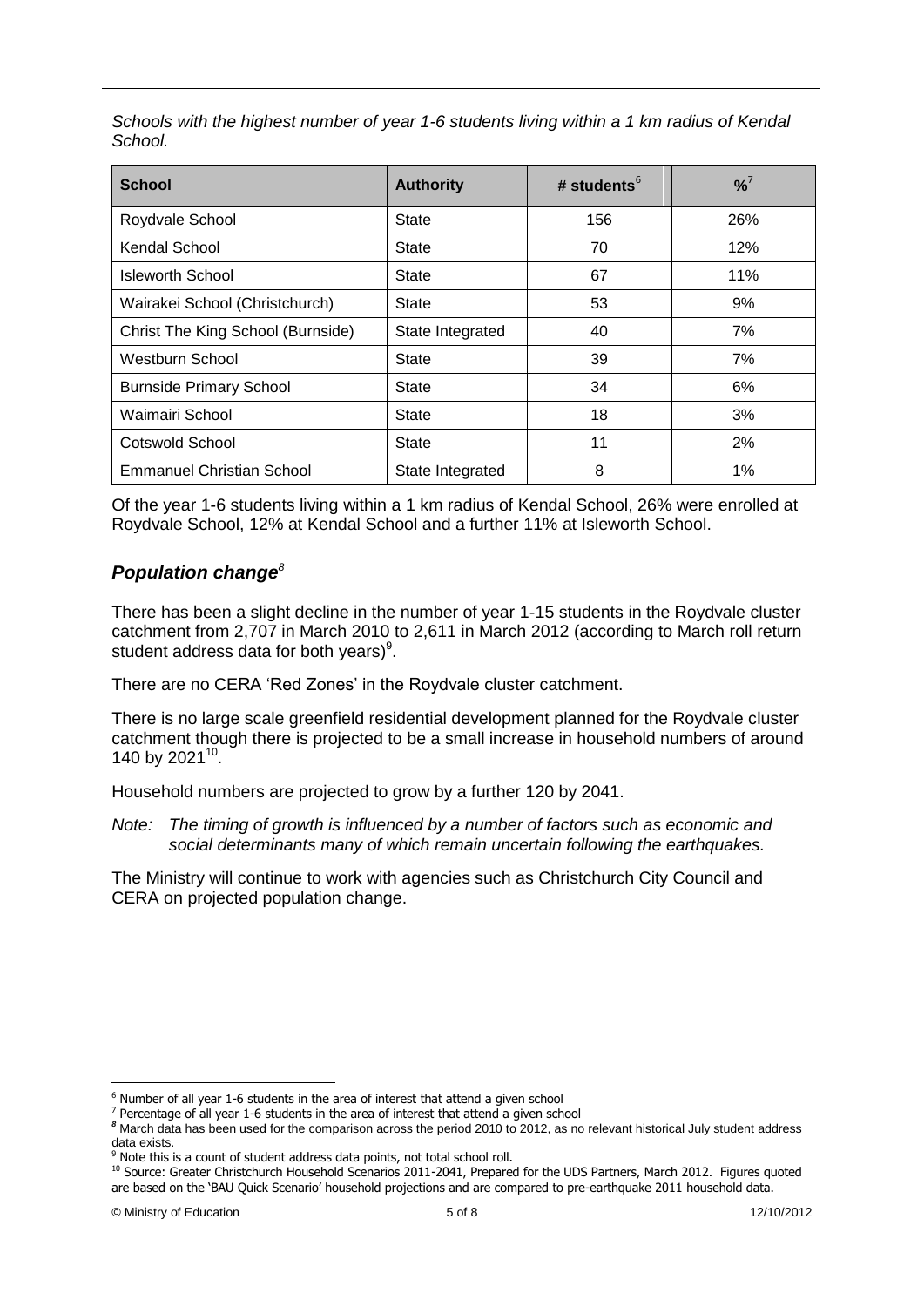*Schools with the highest number of year 1-6 students living within a 1 km radius of Kendal School.*

| School | Authority | # students[6] | %[7] |
|---|---|---|---|
| Roydvale School | State | 156 | 26% |
| Kendal School | State | 70 | 12% |
| Isleworth School | State | 67 | 11% |
| Wairakei School (Christchurch) | State | 53 | 9% |
| Christ The King School (Burnside) | State Integrated | 40 | 7% |
| Westburn School | State | 39 | 7% |
| Burnside Primary School | State | 34 | 6% |
| Waimairi School | State | 18 | 3% |
| Cotswold School | State | 11 | 2% |
| Emmanuel Christian School | State Integrated | 8 | 1% |

Of the year 1-6 students living within a 1 km radius of Kendal School, 26% were enrolled at Roydvale School, 12% at Kendal School and a further 11% at Isleworth School.

## *Population change*[8]

There has been a slight decline in the number of year 1-15 students in the Roydvale cluster catchment from 2,707 in March 2010 to 2,611 in March 2012 (according to March roll return student address data for both years)[9].

There are no CERA 'Red Zones' in the Roydvale cluster catchment.

There is no large scale greenfield residential development planned for the Roydvale cluster catchment though there is projected to be a small increase in household numbers of around 140 by 2021[10].

Household numbers are projected to grow by a further 120 by 2041.

*Note: The timing of growth is influenced by a number of factors such as economic and social determinants many of which remain uncertain following the earthquakes.*

The Ministry will continue to work with agencies such as Christchurch City Council and CERA on projected population change.

---

[6] Number of all year 1-6 students in the area of interest that attend a given school

[7] Percentage of all year 1-6 students in the area of interest that attend a given school

[8] March data has been used for the comparison across the period 2010 to 2012, as no relevant historical July student address data exists.

[9] Note this is a count of student address data points, not total school roll.

[10] Source: Greater Christchurch Household Scenarios 2011-2041, Prepared for the UDS Partners, March 2012. Figures quoted are based on the 'BAU Quick Scenario' household projections and are compared to pre-earthquake 2011 household data.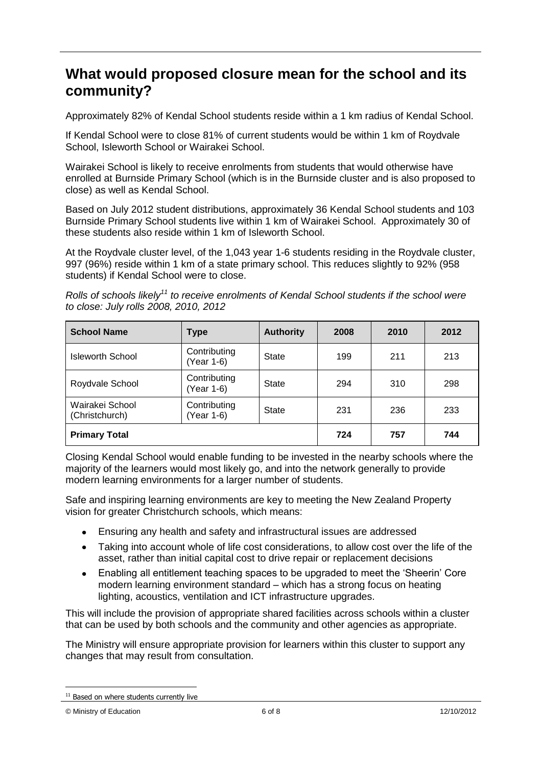## What would proposed closure mean for the school and its community?

Approximately 82% of Kendal School students reside within a 1 km radius of Kendal School.

If Kendal School were to close 81% of current students would be within 1 km of Roydvale School, Isleworth School or Wairakei School.

Wairakei School is likely to receive enrolments from students that would otherwise have enrolled at Burnside Primary School (which is in the Burnside cluster and is also proposed to close) as well as Kendal School.

Based on July 2012 student distributions, approximately 36 Kendal School students and 103 Burnside Primary School students live within 1 km of Wairakei School. Approximately 30 of these students also reside within 1 km of Isleworth School.

At the Roydvale cluster level, of the 1,043 year 1-6 students residing in the Roydvale cluster, 997 (96%) reside within 1 km of a state primary school. This reduces slightly to 92% (958 students) if Kendal School were to close.

*Rolls of schools likely[11] to receive enrolments of Kendal School students if the school were to close: July rolls 2008, 2010, 2012*

| School Name | Type | Authority | 2008 | 2010 | 2012 |
|---|---|---|---|---|---|
| Isleworth School | Contributing (Year 1-6) | State | 199 | 211 | 213 |
| Roydvale School | Contributing (Year 1-6) | State | 294 | 310 | 298 |
| Wairakei School (Christchurch) | Contributing (Year 1-6) | State | 231 | 236 | 233 |
| **Primary Total** | | | **724** | **757** | **744** |

Closing Kendal School would enable funding to be invested in the nearby schools where the majority of the learners would most likely go, and into the network generally to provide modern learning environments for a larger number of students.

Safe and inspiring learning environments are key to meeting the New Zealand Property vision for greater Christchurch schools, which means:

- Ensuring any health and safety and infrastructural issues are addressed
- Taking into account whole of life cost considerations, to allow cost over the life of the asset, rather than initial capital cost to drive repair or replacement decisions
- Enabling all entitlement teaching spaces to be upgraded to meet the 'Sheerin' Core modern learning environment standard – which has a strong focus on heating lighting, acoustics, ventilation and ICT infrastructure upgrades.

This will include the provision of appropriate shared facilities across schools within a cluster that can be used by both schools and the community and other agencies as appropriate.

The Ministry will ensure appropriate provision for learners within this cluster to support any changes that may result from consultation.

[11] Based on where students currently live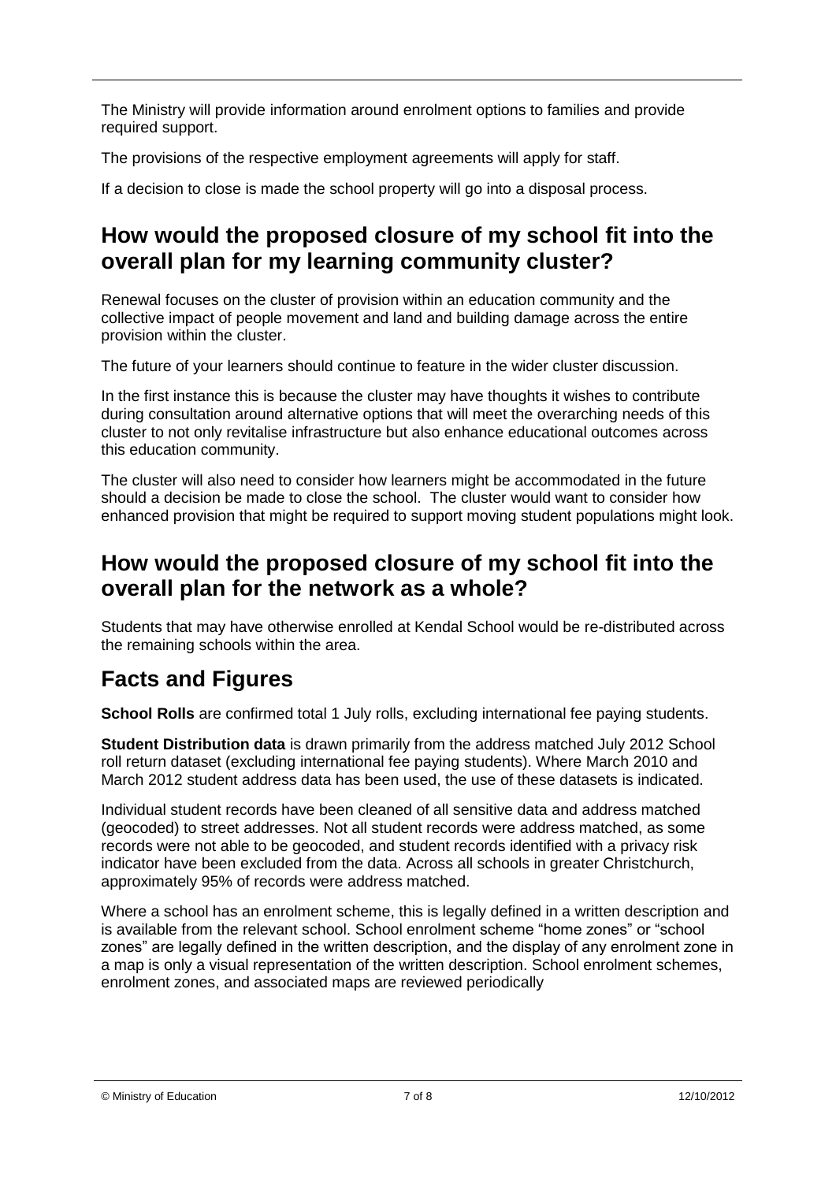The Ministry will provide information around enrolment options to families and provide required support.

The provisions of the respective employment agreements will apply for staff.

If a decision to close is made the school property will go into a disposal process.

## How would the proposed closure of my school fit into the overall plan for my learning community cluster?

Renewal focuses on the cluster of provision within an education community and the collective impact of people movement and land and building damage across the entire provision within the cluster.

The future of your learners should continue to feature in the wider cluster discussion.

In the first instance this is because the cluster may have thoughts it wishes to contribute during consultation around alternative options that will meet the overarching needs of this cluster to not only revitalise infrastructure but also enhance educational outcomes across this education community.

The cluster will also need to consider how learners might be accommodated in the future should a decision be made to close the school. The cluster would want to consider how enhanced provision that might be required to support moving student populations might look.

## How would the proposed closure of my school fit into the overall plan for the network as a whole?

Students that may have otherwise enrolled at Kendal School would be re-distributed across the remaining schools within the area.

## Facts and Figures

**School Rolls** are confirmed total 1 July rolls, excluding international fee paying students.

**Student Distribution data** is drawn primarily from the address matched July 2012 School roll return dataset (excluding international fee paying students). Where March 2010 and March 2012 student address data has been used, the use of these datasets is indicated.

Individual student records have been cleaned of all sensitive data and address matched (geocoded) to street addresses. Not all student records were address matched, as some records were not able to be geocoded, and student records identified with a privacy risk indicator have been excluded from the data. Across all schools in greater Christchurch, approximately 95% of records were address matched.

Where a school has an enrolment scheme, this is legally defined in a written description and is available from the relevant school. School enrolment scheme "home zones" or "school zones" are legally defined in the written description, and the display of any enrolment zone in a map is only a visual representation of the written description. School enrolment schemes, enrolment zones, and associated maps are reviewed periodically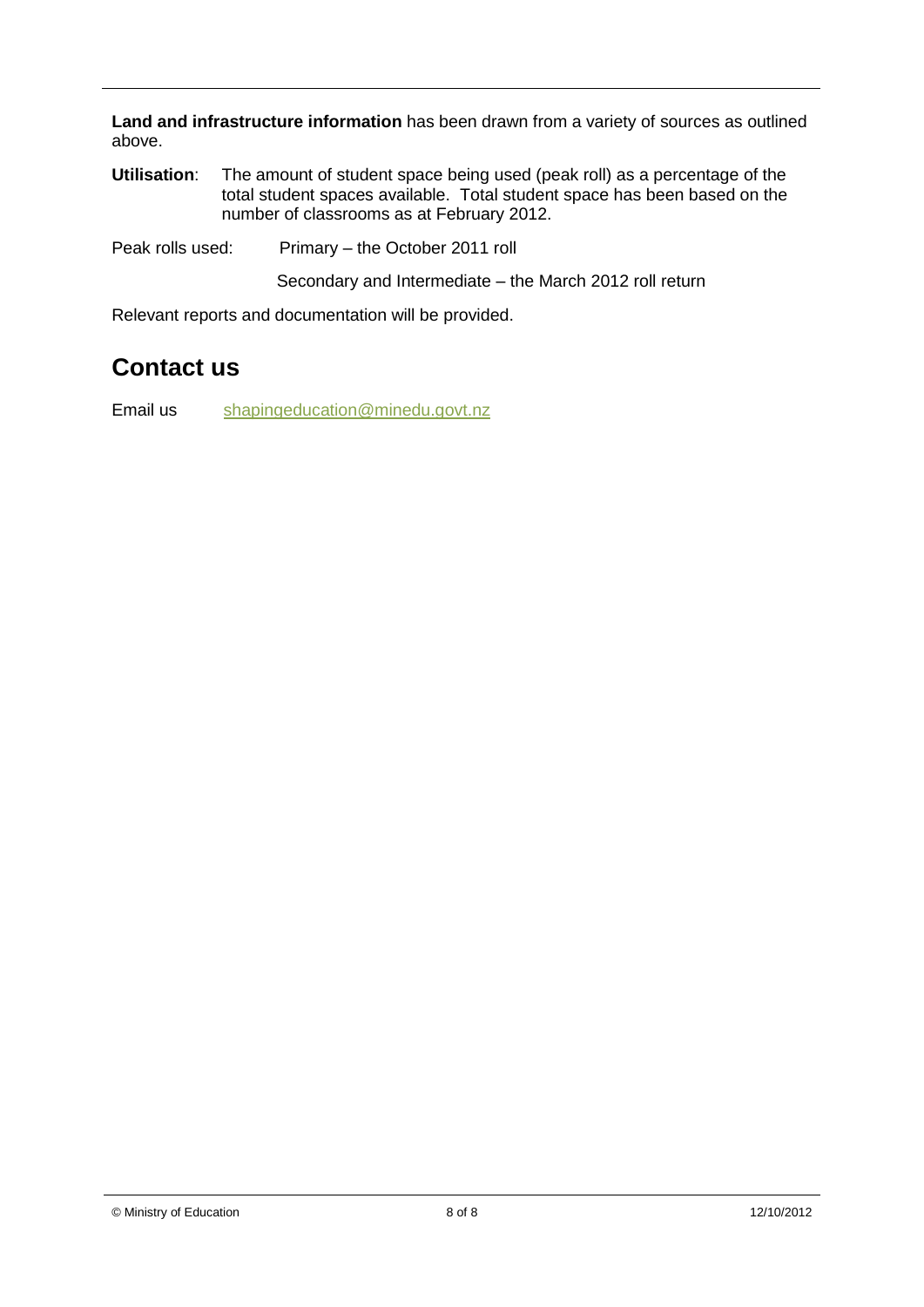**Land and infrastructure information** has been drawn from a variety of sources as outlined above.

**Utilisation**: The amount of student space being used (peak roll) as a percentage of the total student spaces available. Total student space has been based on the number of classrooms as at February 2012.

Peak rolls used: Primary – the October 2011 roll

Secondary and Intermediate – the March 2012 roll return

Relevant reports and documentation will be provided.

## Contact us

Email us shapingeducation@minedu.govt.nz